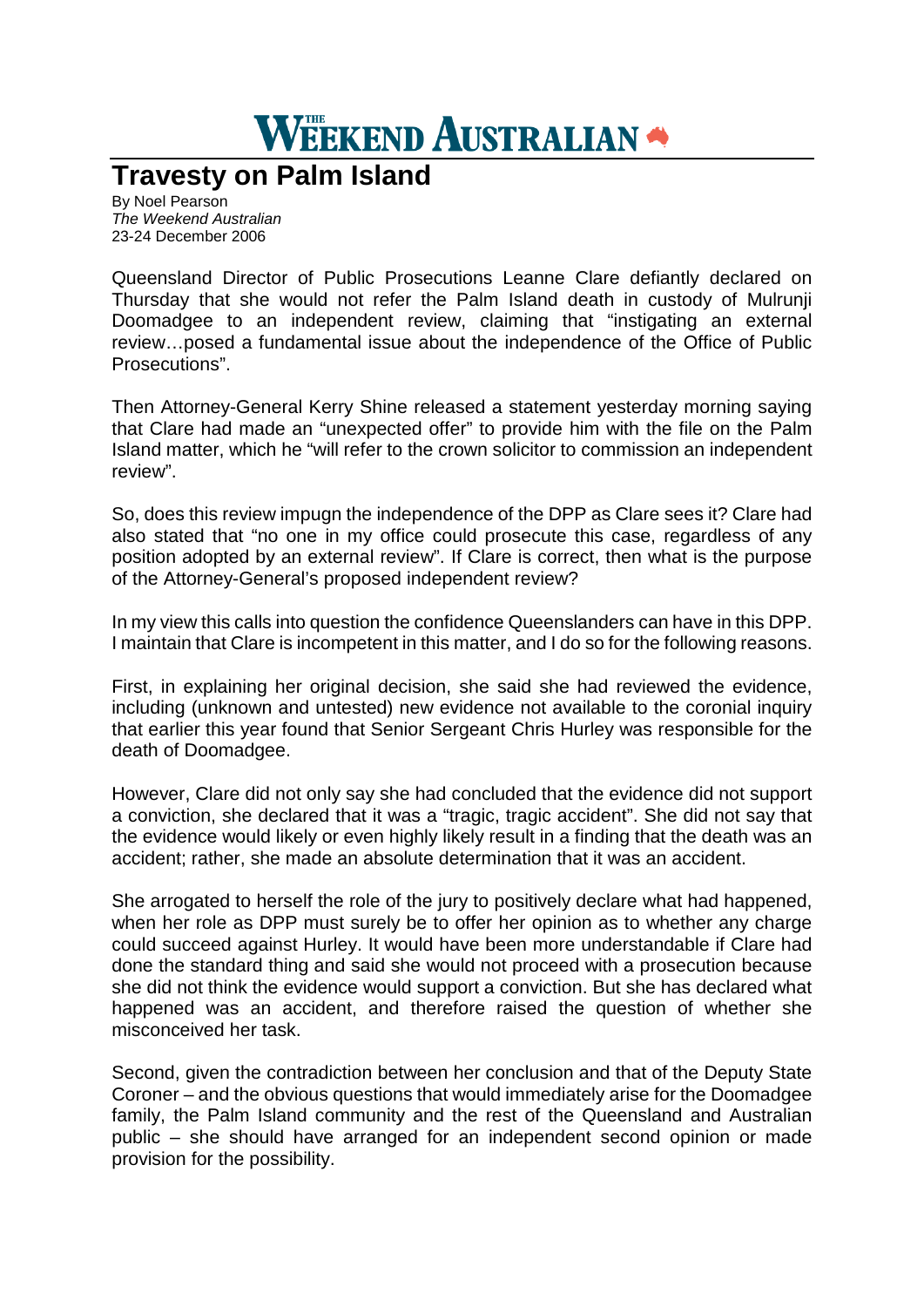# THE WEEKEND AUSTRALIAN

## Travesty on Palm Island

By Noel Pearson
*The Weekend Australian*
23-24 December 2006

Queensland Director of Public Prosecutions Leanne Clare defiantly declared on Thursday that she would not refer the Palm Island death in custody of Mulrunji Doomadgee to an independent review, claiming that "instigating an external review…posed a fundamental issue about the independence of the Office of Public Prosecutions".

Then Attorney-General Kerry Shine released a statement yesterday morning saying that Clare had made an "unexpected offer" to provide him with the file on the Palm Island matter, which he "will refer to the crown solicitor to commission an independent review".

So, does this review impugn the independence of the DPP as Clare sees it? Clare had also stated that "no one in my office could prosecute this case, regardless of any position adopted by an external review". If Clare is correct, then what is the purpose of the Attorney-General's proposed independent review?

In my view this calls into question the confidence Queenslanders can have in this DPP. I maintain that Clare is incompetent in this matter, and I do so for the following reasons.

First, in explaining her original decision, she said she had reviewed the evidence, including (unknown and untested) new evidence not available to the coronial inquiry that earlier this year found that Senior Sergeant Chris Hurley was responsible for the death of Doomadgee.

However, Clare did not only say she had concluded that the evidence did not support a conviction, she declared that it was a "tragic, tragic accident". She did not say that the evidence would likely or even highly likely result in a finding that the death was an accident; rather, she made an absolute determination that it was an accident.

She arrogated to herself the role of the jury to positively declare what had happened, when her role as DPP must surely be to offer her opinion as to whether any charge could succeed against Hurley. It would have been more understandable if Clare had done the standard thing and said she would not proceed with a prosecution because she did not think the evidence would support a conviction. But she has declared what happened was an accident, and therefore raised the question of whether she misconceived her task.

Second, given the contradiction between her conclusion and that of the Deputy State Coroner – and the obvious questions that would immediately arise for the Doomadgee family, the Palm Island community and the rest of the Queensland and Australian public – she should have arranged for an independent second opinion or made provision for the possibility.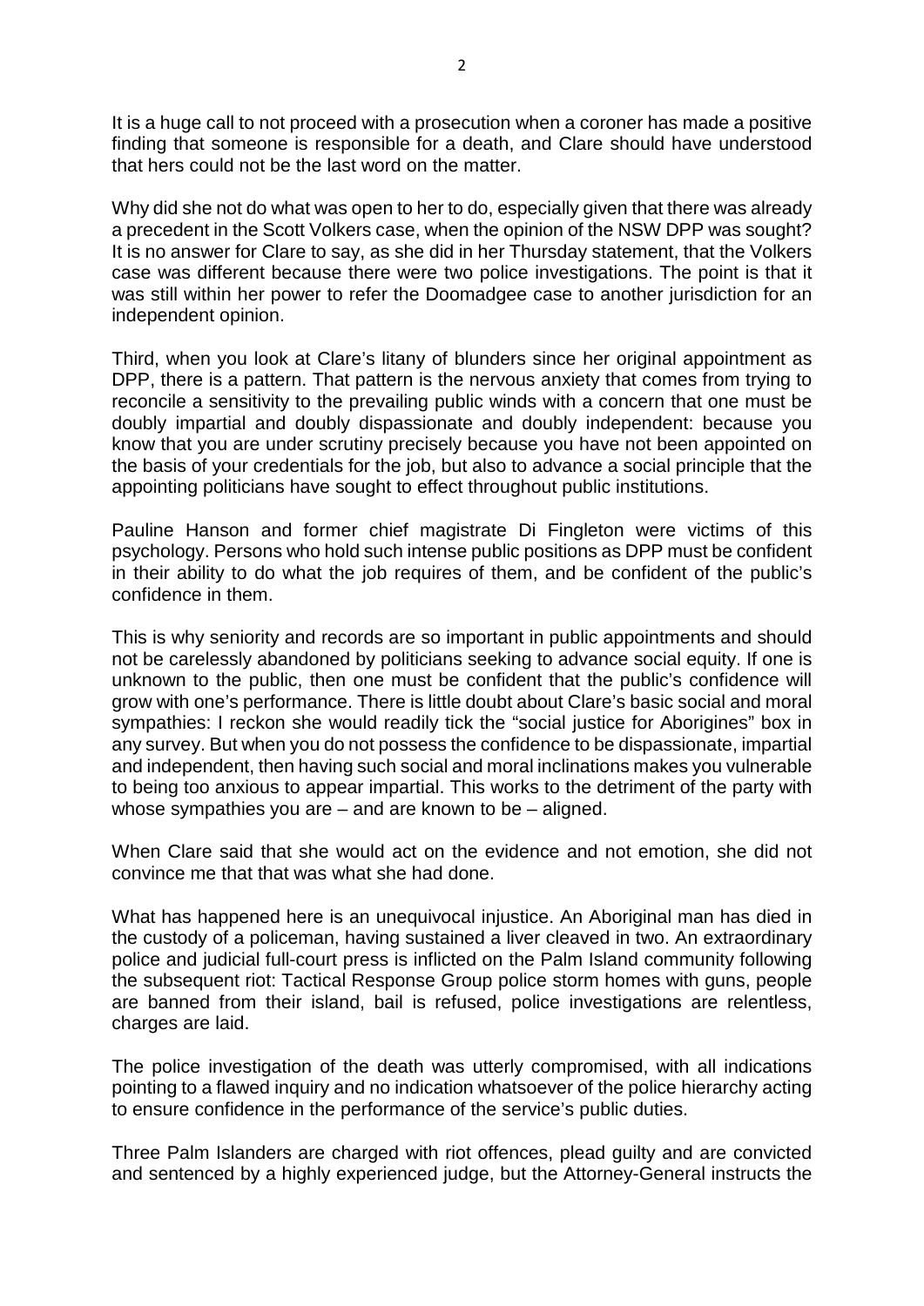It is a huge call to not proceed with a prosecution when a coroner has made a positive finding that someone is responsible for a death, and Clare should have understood that hers could not be the last word on the matter.

Why did she not do what was open to her to do, especially given that there was already a precedent in the Scott Volkers case, when the opinion of the NSW DPP was sought? It is no answer for Clare to say, as she did in her Thursday statement, that the Volkers case was different because there were two police investigations. The point is that it was still within her power to refer the Doomadgee case to another jurisdiction for an independent opinion.

Third, when you look at Clare's litany of blunders since her original appointment as DPP, there is a pattern. That pattern is the nervous anxiety that comes from trying to reconcile a sensitivity to the prevailing public winds with a concern that one must be doubly impartial and doubly dispassionate and doubly independent: because you know that you are under scrutiny precisely because you have not been appointed on the basis of your credentials for the job, but also to advance a social principle that the appointing politicians have sought to effect throughout public institutions.

Pauline Hanson and former chief magistrate Di Fingleton were victims of this psychology. Persons who hold such intense public positions as DPP must be confident in their ability to do what the job requires of them, and be confident of the public's confidence in them.

This is why seniority and records are so important in public appointments and should not be carelessly abandoned by politicians seeking to advance social equity. If one is unknown to the public, then one must be confident that the public's confidence will grow with one's performance. There is little doubt about Clare's basic social and moral sympathies: I reckon she would readily tick the "social justice for Aborigines" box in any survey. But when you do not possess the confidence to be dispassionate, impartial and independent, then having such social and moral inclinations makes you vulnerable to being too anxious to appear impartial. This works to the detriment of the party with whose sympathies you are – and are known to be – aligned.

When Clare said that she would act on the evidence and not emotion, she did not convince me that that was what she had done.

What has happened here is an unequivocal injustice. An Aboriginal man has died in the custody of a policeman, having sustained a liver cleaved in two. An extraordinary police and judicial full-court press is inflicted on the Palm Island community following the subsequent riot: Tactical Response Group police storm homes with guns, people are banned from their island, bail is refused, police investigations are relentless, charges are laid.

The police investigation of the death was utterly compromised, with all indications pointing to a flawed inquiry and no indication whatsoever of the police hierarchy acting to ensure confidence in the performance of the service's public duties.

Three Palm Islanders are charged with riot offences, plead guilty and are convicted and sentenced by a highly experienced judge, but the Attorney-General instructs the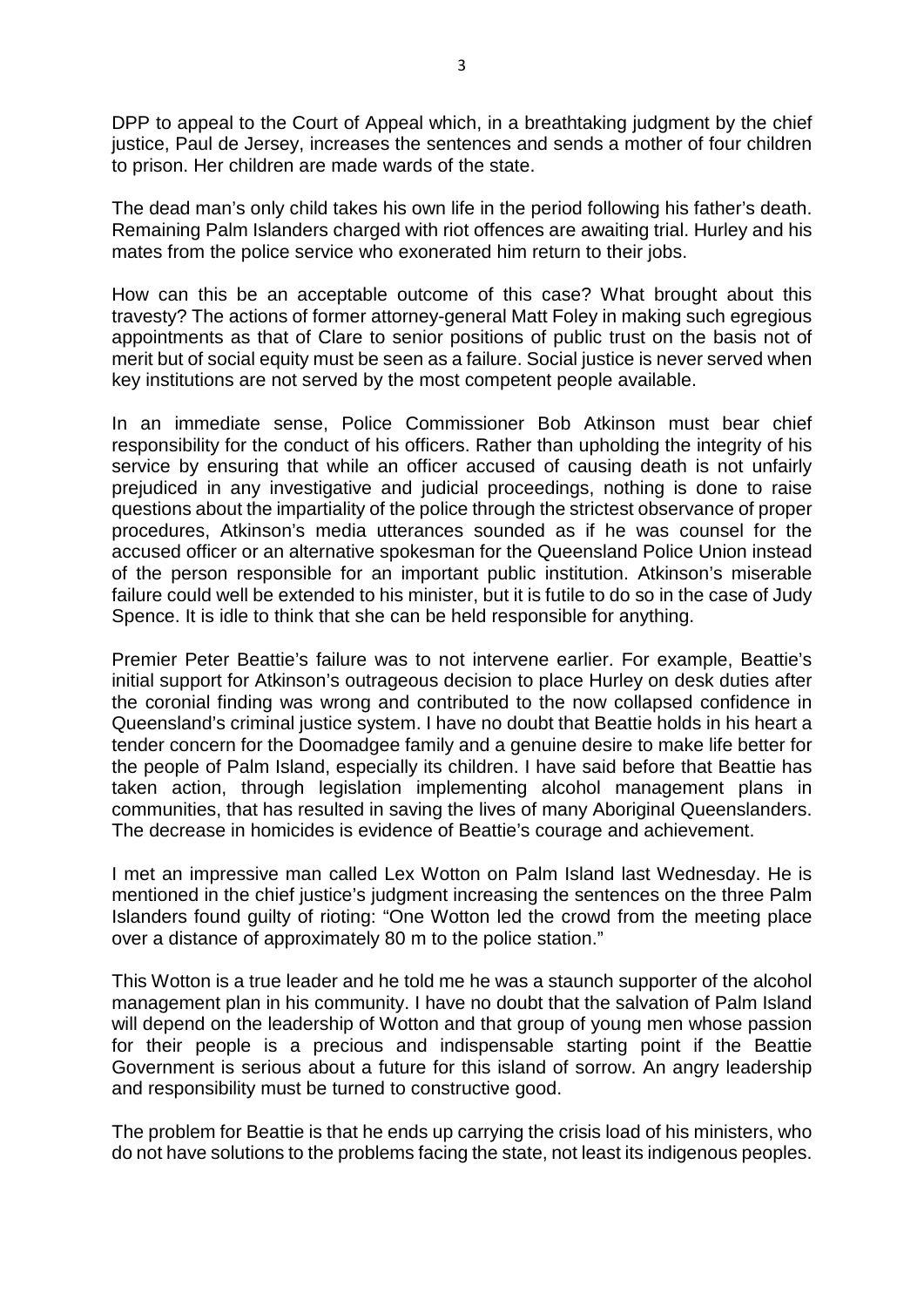DPP to appeal to the Court of Appeal which, in a breathtaking judgment by the chief justice, Paul de Jersey, increases the sentences and sends a mother of four children to prison. Her children are made wards of the state.

The dead man's only child takes his own life in the period following his father's death. Remaining Palm Islanders charged with riot offences are awaiting trial. Hurley and his mates from the police service who exonerated him return to their jobs.

How can this be an acceptable outcome of this case? What brought about this travesty? The actions of former attorney-general Matt Foley in making such egregious appointments as that of Clare to senior positions of public trust on the basis not of merit but of social equity must be seen as a failure. Social justice is never served when key institutions are not served by the most competent people available.

In an immediate sense, Police Commissioner Bob Atkinson must bear chief responsibility for the conduct of his officers. Rather than upholding the integrity of his service by ensuring that while an officer accused of causing death is not unfairly prejudiced in any investigative and judicial proceedings, nothing is done to raise questions about the impartiality of the police through the strictest observance of proper procedures, Atkinson's media utterances sounded as if he was counsel for the accused officer or an alternative spokesman for the Queensland Police Union instead of the person responsible for an important public institution. Atkinson's miserable failure could well be extended to his minister, but it is futile to do so in the case of Judy Spence. It is idle to think that she can be held responsible for anything.

Premier Peter Beattie's failure was to not intervene earlier. For example, Beattie's initial support for Atkinson's outrageous decision to place Hurley on desk duties after the coronial finding was wrong and contributed to the now collapsed confidence in Queensland's criminal justice system. I have no doubt that Beattie holds in his heart a tender concern for the Doomadgee family and a genuine desire to make life better for the people of Palm Island, especially its children. I have said before that Beattie has taken action, through legislation implementing alcohol management plans in communities, that has resulted in saving the lives of many Aboriginal Queenslanders. The decrease in homicides is evidence of Beattie's courage and achievement.

I met an impressive man called Lex Wotton on Palm Island last Wednesday. He is mentioned in the chief justice's judgment increasing the sentences on the three Palm Islanders found guilty of rioting: "One Wotton led the crowd from the meeting place over a distance of approximately 80 m to the police station."

This Wotton is a true leader and he told me he was a staunch supporter of the alcohol management plan in his community. I have no doubt that the salvation of Palm Island will depend on the leadership of Wotton and that group of young men whose passion for their people is a precious and indispensable starting point if the Beattie Government is serious about a future for this island of sorrow. An angry leadership and responsibility must be turned to constructive good.

The problem for Beattie is that he ends up carrying the crisis load of his ministers, who do not have solutions to the problems facing the state, not least its indigenous peoples.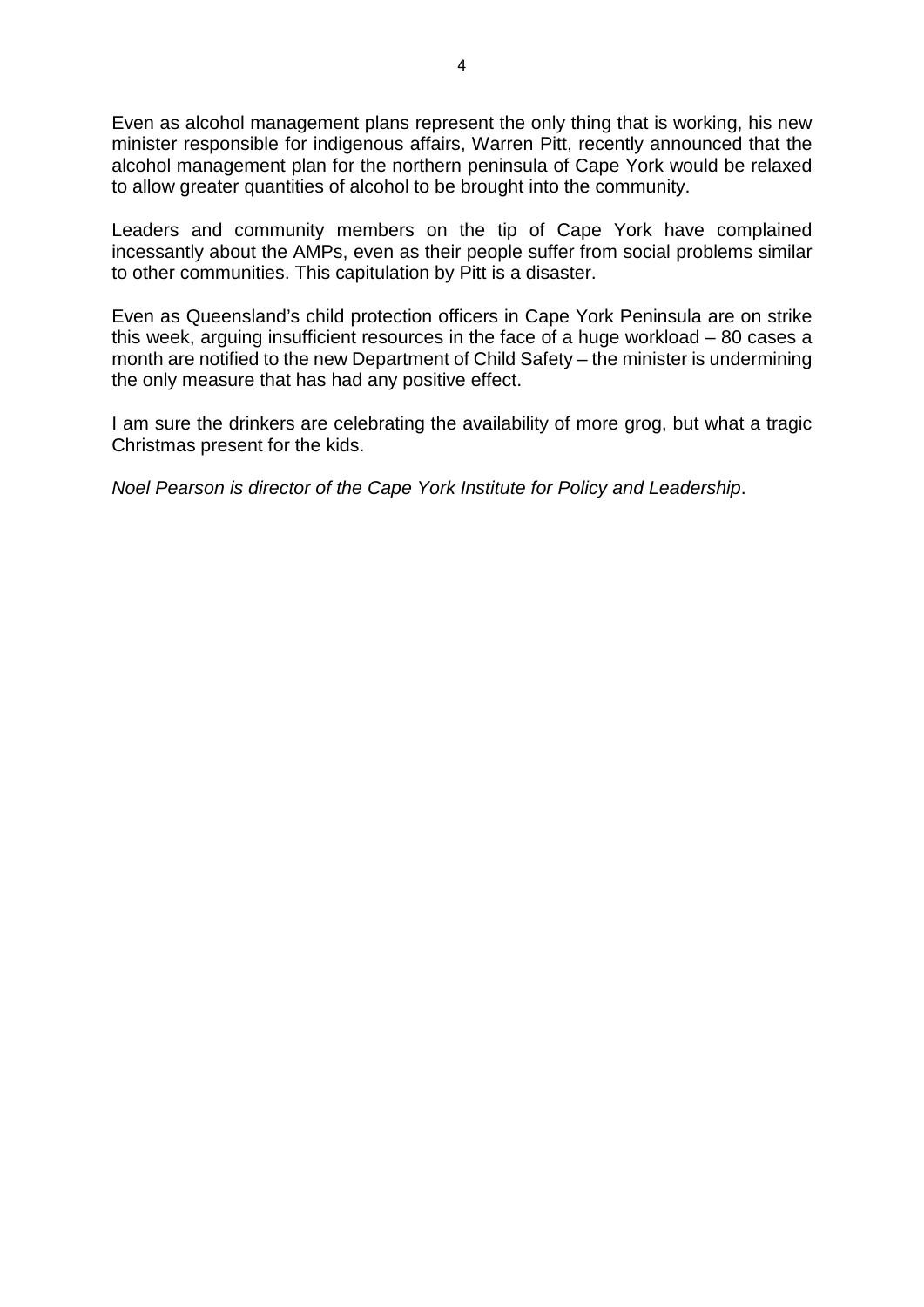Even as alcohol management plans represent the only thing that is working, his new minister responsible for indigenous affairs, Warren Pitt, recently announced that the alcohol management plan for the northern peninsula of Cape York would be relaxed to allow greater quantities of alcohol to be brought into the community.

Leaders and community members on the tip of Cape York have complained incessantly about the AMPs, even as their people suffer from social problems similar to other communities. This capitulation by Pitt is a disaster.

Even as Queensland's child protection officers in Cape York Peninsula are on strike this week, arguing insufficient resources in the face of a huge workload – 80 cases a month are notified to the new Department of Child Safety – the minister is undermining the only measure that has had any positive effect.

I am sure the drinkers are celebrating the availability of more grog, but what a tragic Christmas present for the kids.

*Noel Pearson is director of the Cape York Institute for Policy and Leadership*.